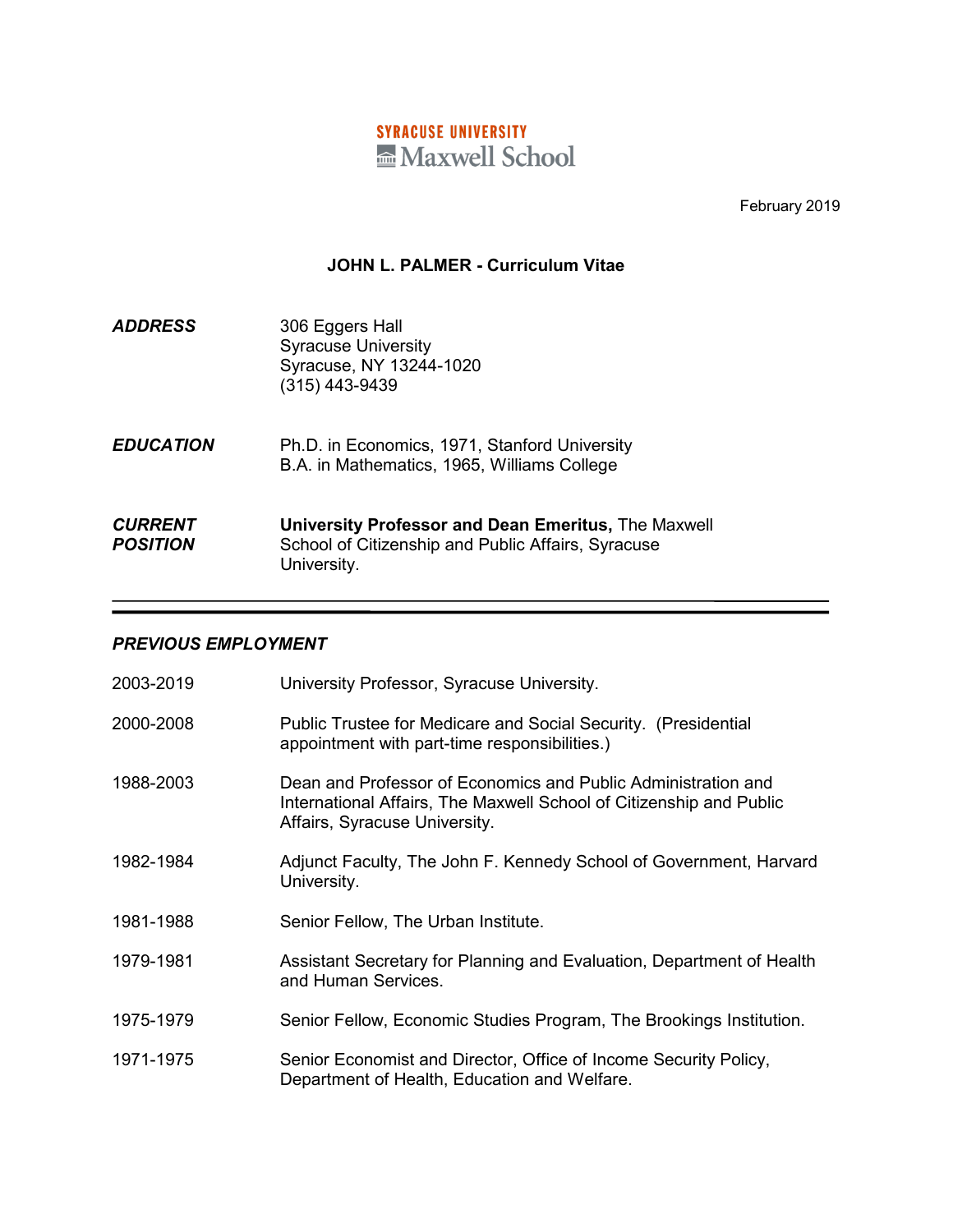SYRACUSE UNIVERSITY
Maxwell School

February 2019

# JOHN L. PALMER - Curriculum Vitae

| | |
|---|---|
| ***ADDRESS*** | 306 Eggers Hall<br>Syracuse University<br>Syracuse, NY 13244-1020<br>(315) 443-9439 |
| ***EDUCATION*** | Ph.D. in Economics, 1971, Stanford University<br>B.A. in Mathematics, 1965, Williams College |
| ***CURRENT POSITION*** | **University Professor and Dean Emeritus,** The Maxwell School of Citizenship and Public Affairs, Syracuse University. |

---

## *PREVIOUS EMPLOYMENT*

| | |
|---|---|
| 2003-2019 | University Professor, Syracuse University. |
| 2000-2008 | Public Trustee for Medicare and Social Security. (Presidential appointment with part-time responsibilities.) |
| 1988-2003 | Dean and Professor of Economics and Public Administration and International Affairs, The Maxwell School of Citizenship and Public Affairs, Syracuse University. |
| 1982-1984 | Adjunct Faculty, The John F. Kennedy School of Government, Harvard University. |
| 1981-1988 | Senior Fellow, The Urban Institute. |
| 1979-1981 | Assistant Secretary for Planning and Evaluation, Department of Health and Human Services. |
| 1975-1979 | Senior Fellow, Economic Studies Program, The Brookings Institution. |
| 1971-1975 | Senior Economist and Director, Office of Income Security Policy, Department of Health, Education and Welfare. |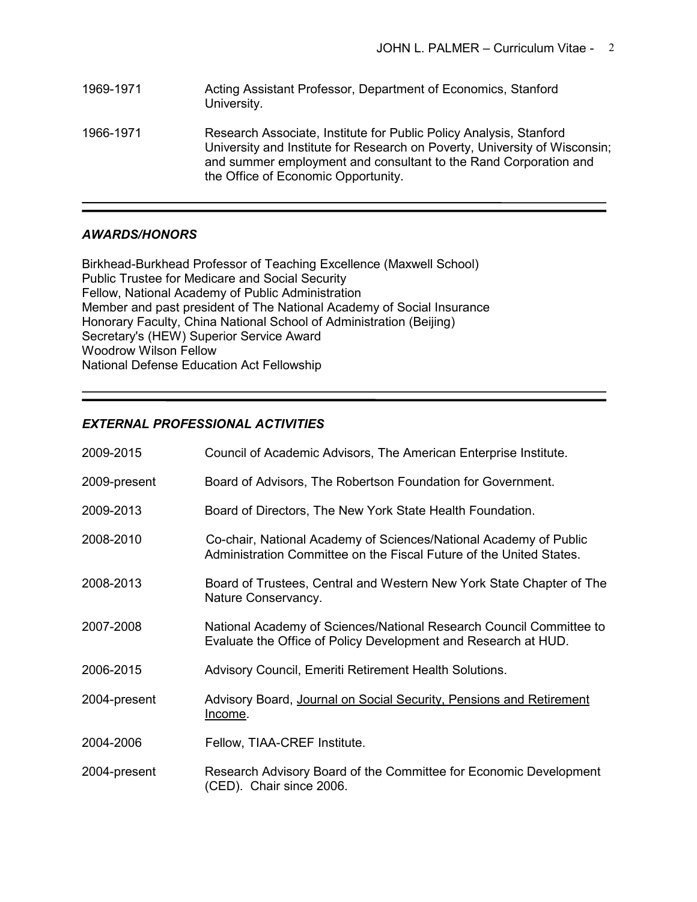1969-1971 Acting Assistant Professor, Department of Economics, Stanford University.

1966-1971 Research Associate, Institute for Public Policy Analysis, Stanford University and Institute for Research on Poverty, University of Wisconsin; and summer employment and consultant to the Rand Corporation and the Office of Economic Opportunity.

---

## *AWARDS/HONORS*

Birkhead-Burkhead Professor of Teaching Excellence (Maxwell School)
Public Trustee for Medicare and Social Security
Fellow, National Academy of Public Administration
Member and past president of The National Academy of Social Insurance
Honorary Faculty, China National School of Administration (Beijing)
Secretary's (HEW) Superior Service Award
Woodrow Wilson Fellow
National Defense Education Act Fellowship

---

## *EXTERNAL PROFESSIONAL ACTIVITIES*

2009-2015 Council of Academic Advisors, The American Enterprise Institute.

2009-present Board of Advisors, The Robertson Foundation for Government.

2009-2013 Board of Directors, The New York State Health Foundation.

2008-2010 Co-chair, National Academy of Sciences/National Academy of Public Administration Committee on the Fiscal Future of the United States.

2008-2013 Board of Trustees, Central and Western New York State Chapter of The Nature Conservancy.

2007-2008 National Academy of Sciences/National Research Council Committee to Evaluate the Office of Policy Development and Research at HUD.

2006-2015 Advisory Council, Emeriti Retirement Health Solutions.

2004-present Advisory Board, Journal on Social Security, Pensions and Retirement Income.

2004-2006 Fellow, TIAA-CREF Institute.

2004-present Research Advisory Board of the Committee for Economic Development (CED). Chair since 2006.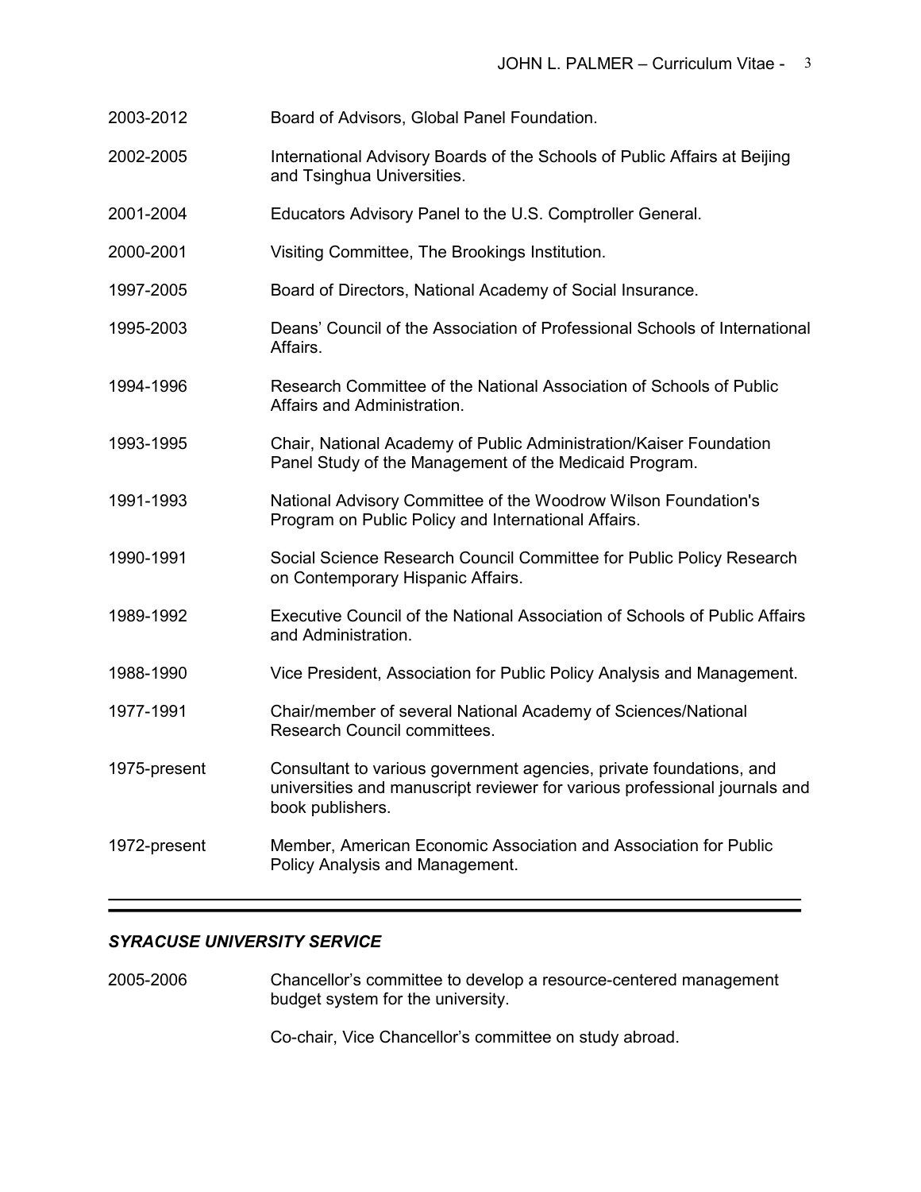| | |
|---|---|
| 2003-2012 | Board of Advisors, Global Panel Foundation. |
| 2002-2005 | International Advisory Boards of the Schools of Public Affairs at Beijing and Tsinghua Universities. |
| 2001-2004 | Educators Advisory Panel to the U.S. Comptroller General. |
| 2000-2001 | Visiting Committee, The Brookings Institution. |
| 1997-2005 | Board of Directors, National Academy of Social Insurance. |
| 1995-2003 | Deans' Council of the Association of Professional Schools of International Affairs. |
| 1994-1996 | Research Committee of the National Association of Schools of Public Affairs and Administration. |
| 1993-1995 | Chair, National Academy of Public Administration/Kaiser Foundation Panel Study of the Management of the Medicaid Program. |
| 1991-1993 | National Advisory Committee of the Woodrow Wilson Foundation's Program on Public Policy and International Affairs. |
| 1990-1991 | Social Science Research Council Committee for Public Policy Research on Contemporary Hispanic Affairs. |
| 1989-1992 | Executive Council of the National Association of Schools of Public Affairs and Administration. |
| 1988-1990 | Vice President, Association for Public Policy Analysis and Management. |
| 1977-1991 | Chair/member of several National Academy of Sciences/National Research Council committees. |
| 1975-present | Consultant to various government agencies, private foundations, and universities and manuscript reviewer for various professional journals and book publishers. |
| 1972-present | Member, American Economic Association and Association for Public Policy Analysis and Management. |

---

## *SYRACUSE UNIVERSITY SERVICE*

| | |
|---|---|
| 2005-2006 | Chancellor's committee to develop a resource-centered management budget system for the university. |
| | Co-chair, Vice Chancellor's committee on study abroad. |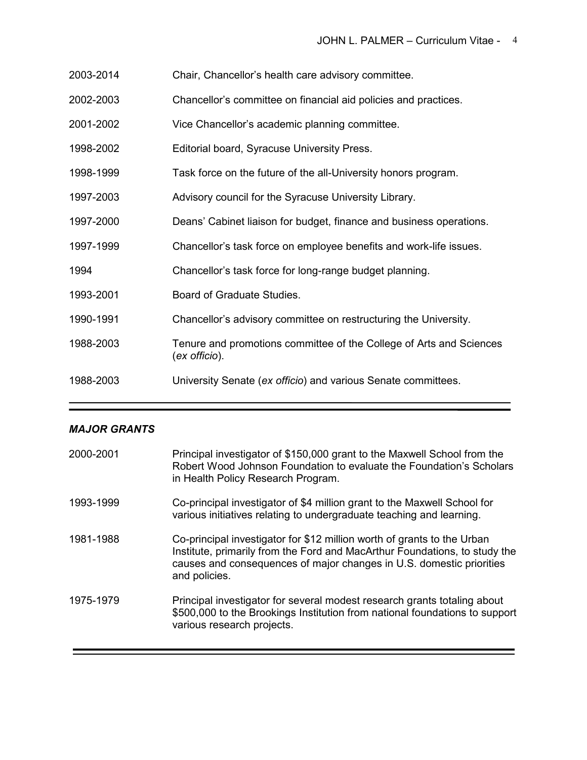2003-2014 Chair, Chancellor's health care advisory committee.

2002-2003 Chancellor's committee on financial aid policies and practices.

2001-2002 Vice Chancellor's academic planning committee.

1998-2002 Editorial board, Syracuse University Press.

1998-1999 Task force on the future of the all-University honors program.

1997-2003 Advisory council for the Syracuse University Library.

1997-2000 Deans' Cabinet liaison for budget, finance and business operations.

1997-1999 Chancellor's task force on employee benefits and work-life issues.

1994 Chancellor's task force for long-range budget planning.

1993-2001 Board of Graduate Studies.

1990-1991 Chancellor's advisory committee on restructuring the University.

1988-2003 Tenure and promotions committee of the College of Arts and Sciences (*ex officio*).

1988-2003 University Senate (*ex officio*) and various Senate committees.

---

### *MAJOR GRANTS*

2000-2001 Principal investigator of $150,000 grant to the Maxwell School from the Robert Wood Johnson Foundation to evaluate the Foundation's Scholars in Health Policy Research Program.

1993-1999 Co-principal investigator of $4 million grant to the Maxwell School for various initiatives relating to undergraduate teaching and learning.

1981-1988 Co-principal investigator for $12 million worth of grants to the Urban Institute, primarily from the Ford and MacArthur Foundations, to study the causes and consequences of major changes in U.S. domestic priorities and policies.

1975-1979 Principal investigator for several modest research grants totaling about $500,000 to the Brookings Institution from national foundations to support various research projects.

---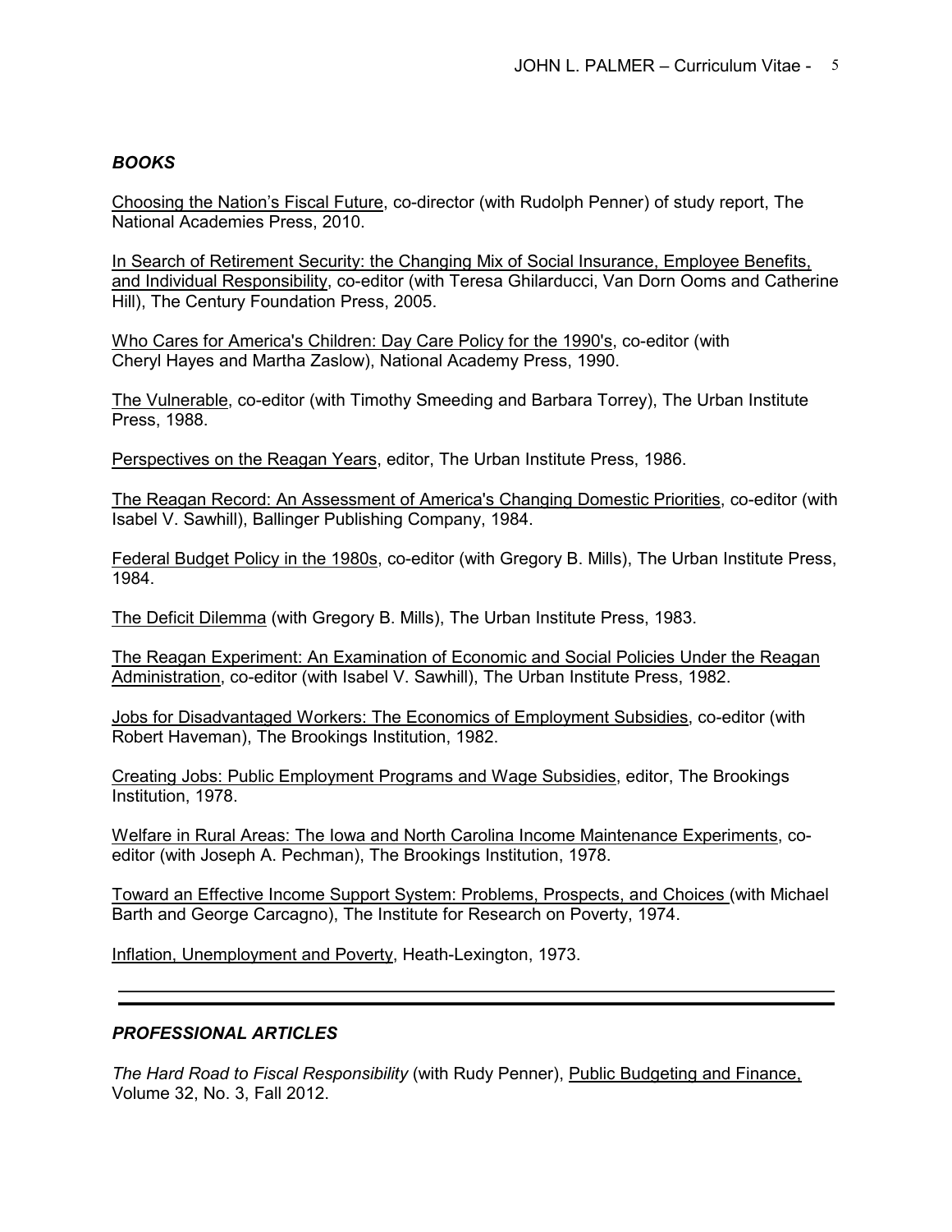## *BOOKS*

Choosing the Nation's Fiscal Future, co-director (with Rudolph Penner) of study report, The National Academies Press, 2010.

In Search of Retirement Security: the Changing Mix of Social Insurance, Employee Benefits, and Individual Responsibility, co-editor (with Teresa Ghilarducci, Van Dorn Ooms and Catherine Hill), The Century Foundation Press, 2005.

Who Cares for America's Children: Day Care Policy for the 1990's, co-editor (with Cheryl Hayes and Martha Zaslow), National Academy Press, 1990.

The Vulnerable, co-editor (with Timothy Smeeding and Barbara Torrey), The Urban Institute Press, 1988.

Perspectives on the Reagan Years, editor, The Urban Institute Press, 1986.

The Reagan Record: An Assessment of America's Changing Domestic Priorities, co-editor (with Isabel V. Sawhill), Ballinger Publishing Company, 1984.

Federal Budget Policy in the 1980s, co-editor (with Gregory B. Mills), The Urban Institute Press, 1984.

The Deficit Dilemma (with Gregory B. Mills), The Urban Institute Press, 1983.

The Reagan Experiment: An Examination of Economic and Social Policies Under the Reagan Administration, co-editor (with Isabel V. Sawhill), The Urban Institute Press, 1982.

Jobs for Disadvantaged Workers: The Economics of Employment Subsidies, co-editor (with Robert Haveman), The Brookings Institution, 1982.

Creating Jobs: Public Employment Programs and Wage Subsidies, editor, The Brookings Institution, 1978.

Welfare in Rural Areas: The Iowa and North Carolina Income Maintenance Experiments, co-editor (with Joseph A. Pechman), The Brookings Institution, 1978.

Toward an Effective Income Support System: Problems, Prospects, and Choices (with Michael Barth and George Carcagno), The Institute for Research on Poverty, 1974.

Inflation, Unemployment and Poverty, Heath-Lexington, 1973.

---

## *PROFESSIONAL ARTICLES*

*The Hard Road to Fiscal Responsibility* (with Rudy Penner), Public Budgeting and Finance, Volume 32, No. 3, Fall 2012.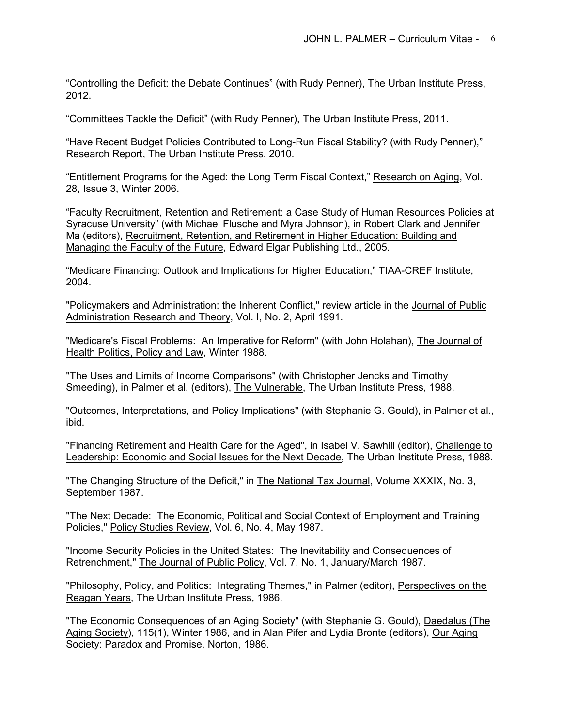"Controlling the Deficit: the Debate Continues" (with Rudy Penner), The Urban Institute Press, 2012.

"Committees Tackle the Deficit" (with Rudy Penner), The Urban Institute Press, 2011.

"Have Recent Budget Policies Contributed to Long-Run Fiscal Stability? (with Rudy Penner)," Research Report, The Urban Institute Press, 2010.

"Entitlement Programs for the Aged: the Long Term Fiscal Context," Research on Aging, Vol. 28, Issue 3, Winter 2006.

"Faculty Recruitment, Retention and Retirement: a Case Study of Human Resources Policies at Syracuse University" (with Michael Flusche and Myra Johnson), in Robert Clark and Jennifer Ma (editors), Recruitment, Retention, and Retirement in Higher Education: Building and Managing the Faculty of the Future, Edward Elgar Publishing Ltd., 2005.

"Medicare Financing: Outlook and Implications for Higher Education," TIAA-CREF Institute, 2004.

"Policymakers and Administration: the Inherent Conflict," review article in the Journal of Public Administration Research and Theory, Vol. I, No. 2, April 1991.

"Medicare's Fiscal Problems: An Imperative for Reform" (with John Holahan), The Journal of Health Politics, Policy and Law, Winter 1988.

"The Uses and Limits of Income Comparisons" (with Christopher Jencks and Timothy Smeeding), in Palmer et al. (editors), The Vulnerable, The Urban Institute Press, 1988.

"Outcomes, Interpretations, and Policy Implications" (with Stephanie G. Gould), in Palmer et al., ibid.

"Financing Retirement and Health Care for the Aged", in Isabel V. Sawhill (editor), Challenge to Leadership: Economic and Social Issues for the Next Decade, The Urban Institute Press, 1988.

"The Changing Structure of the Deficit," in The National Tax Journal, Volume XXXIX, No. 3, September 1987.

"The Next Decade: The Economic, Political and Social Context of Employment and Training Policies," Policy Studies Review, Vol. 6, No. 4, May 1987.

"Income Security Policies in the United States: The Inevitability and Consequences of Retrenchment," The Journal of Public Policy, Vol. 7, No. 1, January/March 1987.

"Philosophy, Policy, and Politics: Integrating Themes," in Palmer (editor), Perspectives on the Reagan Years, The Urban Institute Press, 1986.

"The Economic Consequences of an Aging Society" (with Stephanie G. Gould), Daedalus (The Aging Society), 115(1), Winter 1986, and in Alan Pifer and Lydia Bronte (editors), Our Aging Society: Paradox and Promise, Norton, 1986.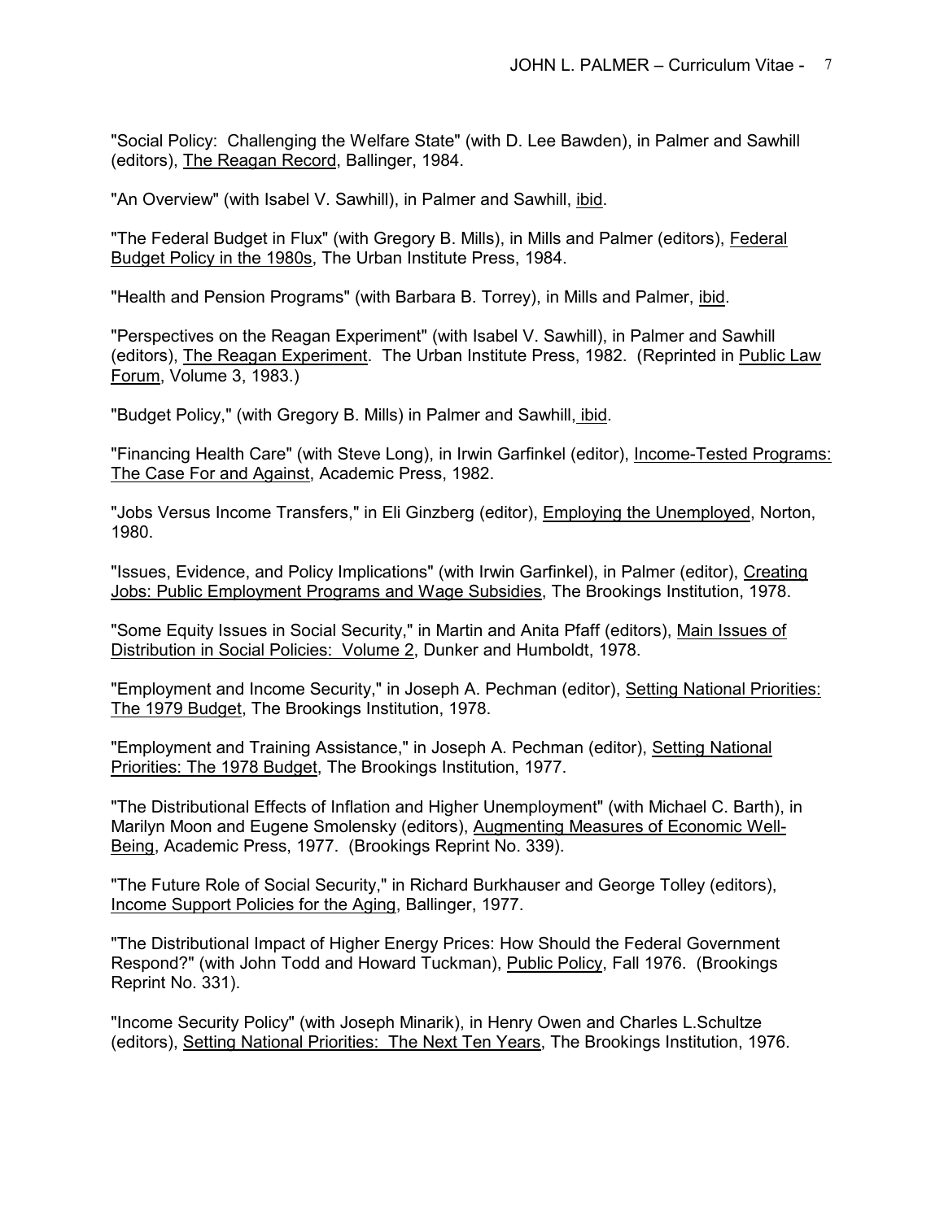"Social Policy: Challenging the Welfare State" (with D. Lee Bawden), in Palmer and Sawhill (editors), The Reagan Record, Ballinger, 1984.

"An Overview" (with Isabel V. Sawhill), in Palmer and Sawhill, ibid.

"The Federal Budget in Flux" (with Gregory B. Mills), in Mills and Palmer (editors), Federal Budget Policy in the 1980s, The Urban Institute Press, 1984.

"Health and Pension Programs" (with Barbara B. Torrey), in Mills and Palmer, ibid.

"Perspectives on the Reagan Experiment" (with Isabel V. Sawhill), in Palmer and Sawhill (editors), The Reagan Experiment. The Urban Institute Press, 1982. (Reprinted in Public Law Forum, Volume 3, 1983.)

"Budget Policy," (with Gregory B. Mills) in Palmer and Sawhill, ibid.

"Financing Health Care" (with Steve Long), in Irwin Garfinkel (editor), Income-Tested Programs: The Case For and Against, Academic Press, 1982.

"Jobs Versus Income Transfers," in Eli Ginzberg (editor), Employing the Unemployed, Norton, 1980.

"Issues, Evidence, and Policy Implications" (with Irwin Garfinkel), in Palmer (editor), Creating Jobs: Public Employment Programs and Wage Subsidies, The Brookings Institution, 1978.

"Some Equity Issues in Social Security," in Martin and Anita Pfaff (editors), Main Issues of Distribution in Social Policies: Volume 2, Dunker and Humboldt, 1978.

"Employment and Income Security," in Joseph A. Pechman (editor), Setting National Priorities: The 1979 Budget, The Brookings Institution, 1978.

"Employment and Training Assistance," in Joseph A. Pechman (editor), Setting National Priorities: The 1978 Budget, The Brookings Institution, 1977.

"The Distributional Effects of Inflation and Higher Unemployment" (with Michael C. Barth), in Marilyn Moon and Eugene Smolensky (editors), Augmenting Measures of Economic Well-Being, Academic Press, 1977. (Brookings Reprint No. 339).

"The Future Role of Social Security," in Richard Burkhauser and George Tolley (editors), Income Support Policies for the Aging, Ballinger, 1977.

"The Distributional Impact of Higher Energy Prices: How Should the Federal Government Respond?" (with John Todd and Howard Tuckman), Public Policy, Fall 1976. (Brookings Reprint No. 331).

"Income Security Policy" (with Joseph Minarik), in Henry Owen and Charles L.Schultze (editors), Setting National Priorities: The Next Ten Years, The Brookings Institution, 1976.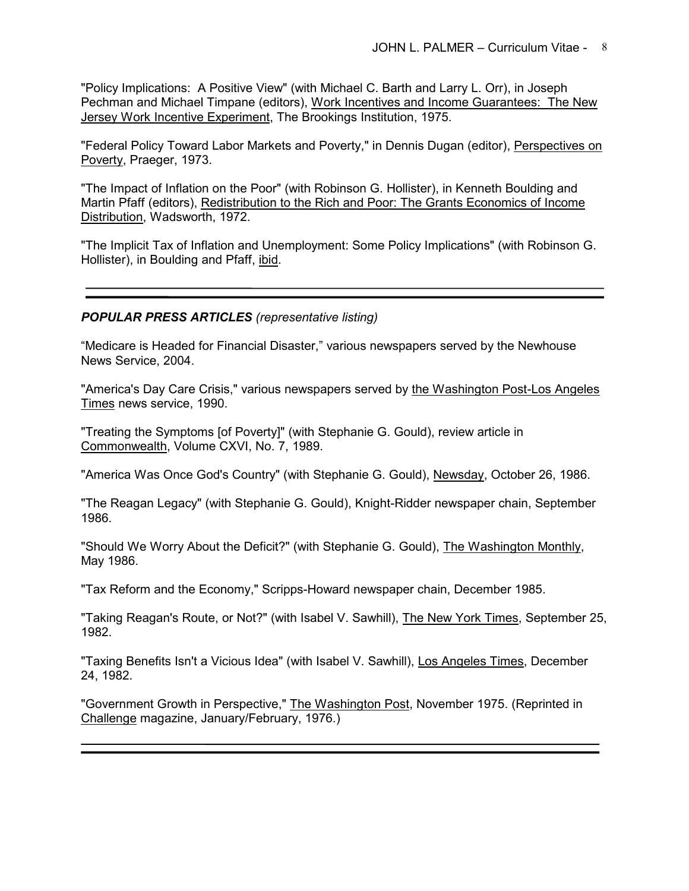"Policy Implications: A Positive View" (with Michael C. Barth and Larry L. Orr), in Joseph Pechman and Michael Timpane (editors), Work Incentives and Income Guarantees: The New Jersey Work Incentive Experiment, The Brookings Institution, 1975.

"Federal Policy Toward Labor Markets and Poverty," in Dennis Dugan (editor), Perspectives on Poverty, Praeger, 1973.

"The Impact of Inflation on the Poor" (with Robinson G. Hollister), in Kenneth Boulding and Martin Pfaff (editors), Redistribution to the Rich and Poor: The Grants Economics of Income Distribution, Wadsworth, 1972.

"The Implicit Tax of Inflation and Unemployment: Some Policy Implications" (with Robinson G. Hollister), in Boulding and Pfaff, ibid.

---

***POPULAR PRESS ARTICLES*** *(representative listing)*

“Medicare is Headed for Financial Disaster,” various newspapers served by the Newhouse News Service, 2004.

"America's Day Care Crisis," various newspapers served by the Washington Post-Los Angeles Times news service, 1990.

"Treating the Symptoms [of Poverty]" (with Stephanie G. Gould), review article in Commonwealth, Volume CXVI, No. 7, 1989.

"America Was Once God's Country" (with Stephanie G. Gould), Newsday, October 26, 1986.

"The Reagan Legacy" (with Stephanie G. Gould), Knight-Ridder newspaper chain, September 1986.

"Should We Worry About the Deficit?" (with Stephanie G. Gould), The Washington Monthly, May 1986.

"Tax Reform and the Economy," Scripps-Howard newspaper chain, December 1985.

"Taking Reagan's Route, or Not?" (with Isabel V. Sawhill), The New York Times, September 25, 1982.

"Taxing Benefits Isn't a Vicious Idea" (with Isabel V. Sawhill), Los Angeles Times, December 24, 1982.

"Government Growth in Perspective," The Washington Post, November 1975. (Reprinted in Challenge magazine, January/February, 1976.)

---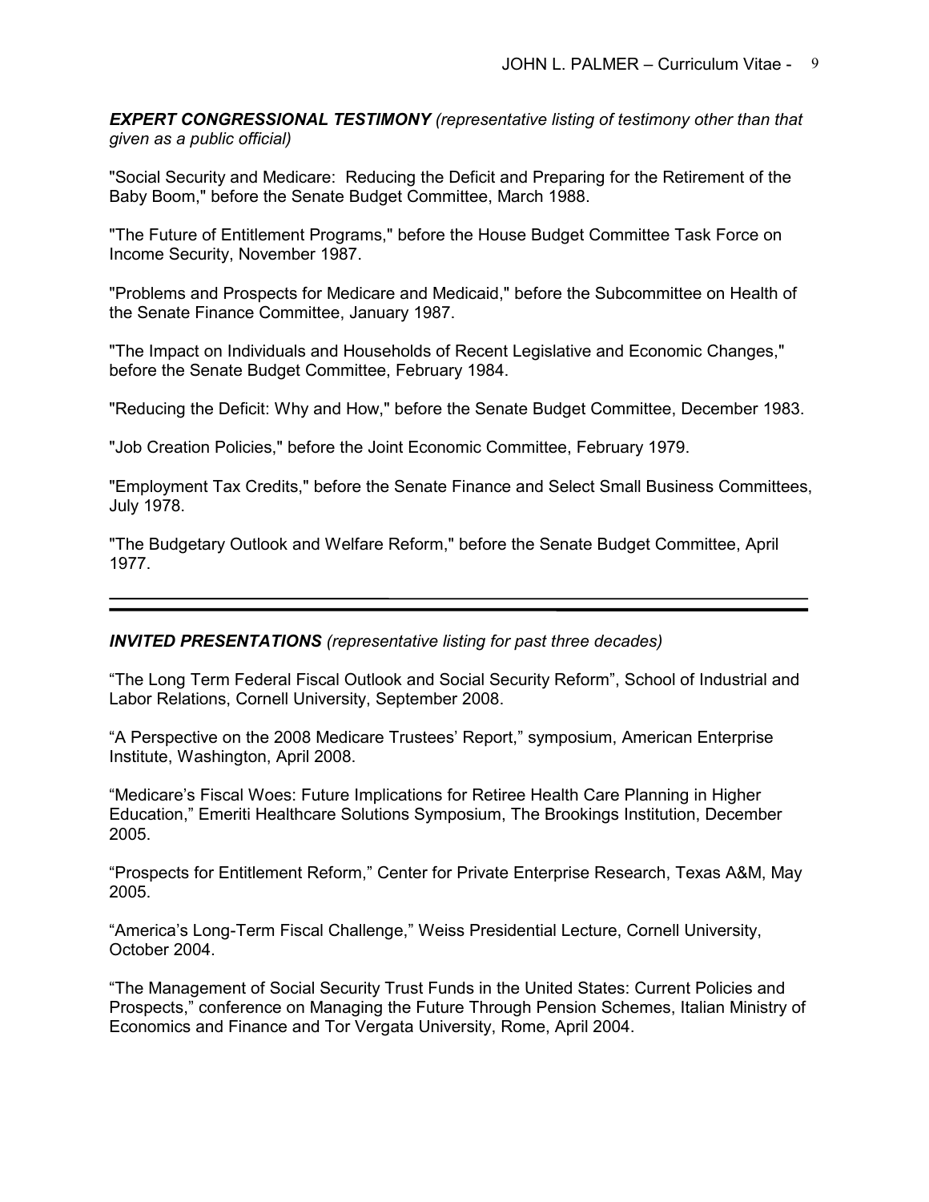***EXPERT CONGRESSIONAL TESTIMONY*** *(representative listing of testimony other than that given as a public official)*

"Social Security and Medicare: Reducing the Deficit and Preparing for the Retirement of the Baby Boom," before the Senate Budget Committee, March 1988.

"The Future of Entitlement Programs," before the House Budget Committee Task Force on Income Security, November 1987.

"Problems and Prospects for Medicare and Medicaid," before the Subcommittee on Health of the Senate Finance Committee, January 1987.

"The Impact on Individuals and Households of Recent Legislative and Economic Changes," before the Senate Budget Committee, February 1984.

"Reducing the Deficit: Why and How," before the Senate Budget Committee, December 1983.

"Job Creation Policies," before the Joint Economic Committee, February 1979.

"Employment Tax Credits," before the Senate Finance and Select Small Business Committees, July 1978.

"The Budgetary Outlook and Welfare Reform," before the Senate Budget Committee, April 1977.

---

***INVITED PRESENTATIONS*** *(representative listing for past three decades)*

"The Long Term Federal Fiscal Outlook and Social Security Reform", School of Industrial and Labor Relations, Cornell University, September 2008.

"A Perspective on the 2008 Medicare Trustees' Report," symposium, American Enterprise Institute, Washington, April 2008.

"Medicare's Fiscal Woes: Future Implications for Retiree Health Care Planning in Higher Education," Emeriti Healthcare Solutions Symposium, The Brookings Institution, December 2005.

"Prospects for Entitlement Reform," Center for Private Enterprise Research, Texas A&M, May 2005.

"America's Long-Term Fiscal Challenge," Weiss Presidential Lecture, Cornell University, October 2004.

"The Management of Social Security Trust Funds in the United States: Current Policies and Prospects," conference on Managing the Future Through Pension Schemes, Italian Ministry of Economics and Finance and Tor Vergata University, Rome, April 2004.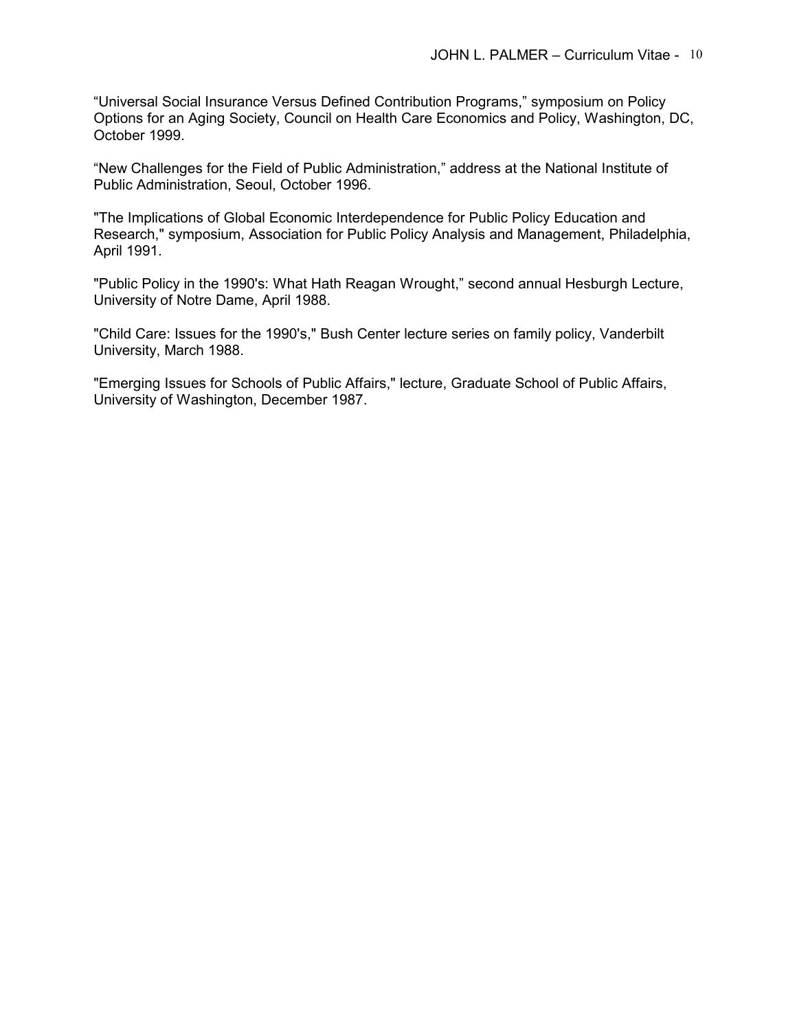"Universal Social Insurance Versus Defined Contribution Programs," symposium on Policy Options for an Aging Society, Council on Health Care Economics and Policy, Washington, DC, October 1999.

"New Challenges for the Field of Public Administration," address at the National Institute of Public Administration, Seoul, October 1996.

"The Implications of Global Economic Interdependence for Public Policy Education and Research," symposium, Association for Public Policy Analysis and Management, Philadelphia, April 1991.

"Public Policy in the 1990's: What Hath Reagan Wrought," second annual Hesburgh Lecture, University of Notre Dame, April 1988.

"Child Care: Issues for the 1990's," Bush Center lecture series on family policy, Vanderbilt University, March 1988.

"Emerging Issues for Schools of Public Affairs," lecture, Graduate School of Public Affairs, University of Washington, December 1987.